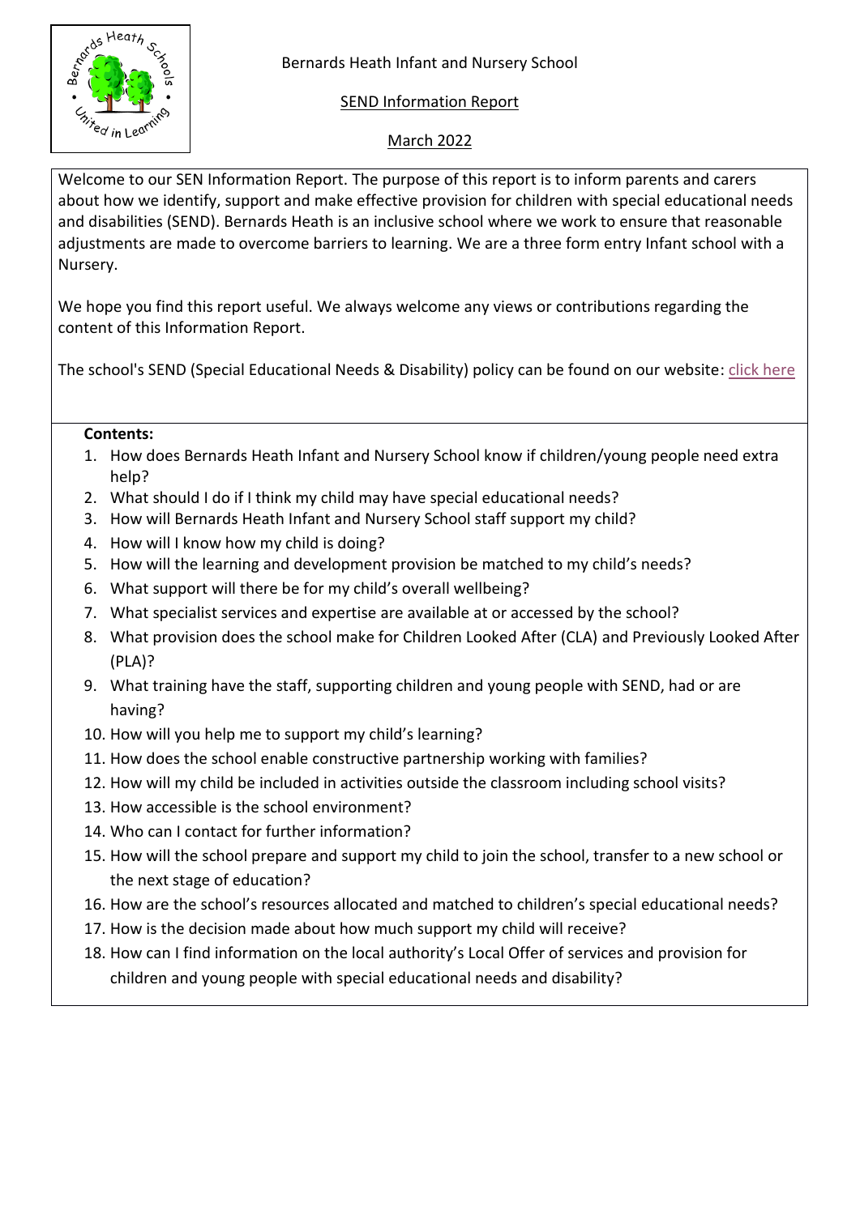Bernards Heath Infant and Nursery School

SEND Information Report

March 2022

Welcome to our SEN Information Report. The purpose of this report is to inform parents and carers about how we identify, support and make effective provision for children with special educational needs and disabilities (SEND). Bernards Heath is an inclusive school where we work to ensure that reasonable adjustments are made to overcome barriers to learning. We are a three form entry Infant school with a Nursery.

We hope you find this report useful. We always welcome any views or contributions regarding the content of this Information Report.

The school's SEND (Special Educational Needs & Disability) policy can be found on our website: click here

**Contents:**

1. How does Bernards Heath Infant and Nursery School know if children/young people need extra help?
2. What should I do if I think my child may have special educational needs?
3. How will Bernards Heath Infant and Nursery School staff support my child?
4. How will I know how my child is doing?
5. How will the learning and development provision be matched to my child's needs?
6. What support will there be for my child's overall wellbeing?
7. What specialist services and expertise are available at or accessed by the school?
8. What provision does the school make for Children Looked After (CLA) and Previously Looked After (PLA)?
9. What training have the staff, supporting children and young people with SEND, had or are having?
10. How will you help me to support my child's learning?
11. How does the school enable constructive partnership working with families?
12. How will my child be included in activities outside the classroom including school visits?
13. How accessible is the school environment?
14. Who can I contact for further information?
15. How will the school prepare and support my child to join the school, transfer to a new school or the next stage of education?
16. How are the school's resources allocated and matched to children's special educational needs?
17. How is the decision made about how much support my child will receive?
18. How can I find information on the local authority's Local Offer of services and provision for children and young people with special educational needs and disability?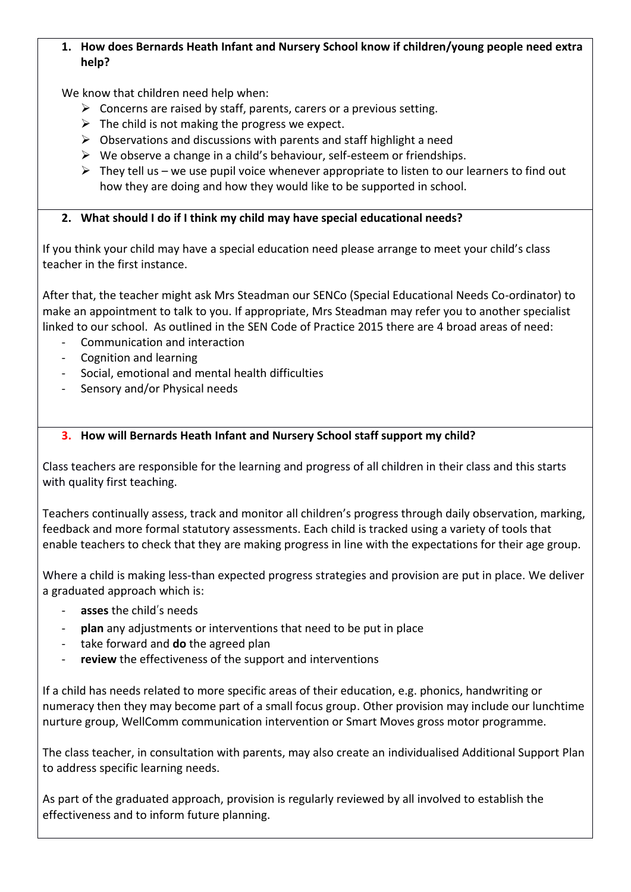## 1. How does Bernards Heath Infant and Nursery School know if children/young people need extra help?

We know that children need help when:

- Concerns are raised by staff, parents, carers or a previous setting.
- The child is not making the progress we expect.
- Observations and discussions with parents and staff highlight a need
- We observe a change in a child's behaviour, self-esteem or friendships.
- They tell us – we use pupil voice whenever appropriate to listen to our learners to find out how they are doing and how they would like to be supported in school.

## 2. What should I do if I think my child may have special educational needs?

If you think your child may have a special education need please arrange to meet your child's class teacher in the first instance.

After that, the teacher might ask Mrs Steadman our SENCo (Special Educational Needs Co-ordinator) to make an appointment to talk to you. If appropriate, Mrs Steadman may refer you to another specialist linked to our school. As outlined in the SEN Code of Practice 2015 there are 4 broad areas of need:

- Communication and interaction
- Cognition and learning
- Social, emotional and mental health difficulties
- Sensory and/or Physical needs

## 3. How will Bernards Heath Infant and Nursery School staff support my child?

Class teachers are responsible for the learning and progress of all children in their class and this starts with quality first teaching.

Teachers continually assess, track and monitor all children's progress through daily observation, marking, feedback and more formal statutory assessments. Each child is tracked using a variety of tools that enable teachers to check that they are making progress in line with the expectations for their age group.

Where a child is making less-than expected progress strategies and provision are put in place. We deliver a graduated approach which is:

- **asses** the child's needs
- **plan** any adjustments or interventions that need to be put in place
- take forward and **do** the agreed plan
- **review** the effectiveness of the support and interventions

If a child has needs related to more specific areas of their education, e.g. phonics, handwriting or numeracy then they may become part of a small focus group. Other provision may include our lunchtime nurture group, WellComm communication intervention or Smart Moves gross motor programme.

The class teacher, in consultation with parents, may also create an individualised Additional Support Plan to address specific learning needs.

As part of the graduated approach, provision is regularly reviewed by all involved to establish the effectiveness and to inform future planning.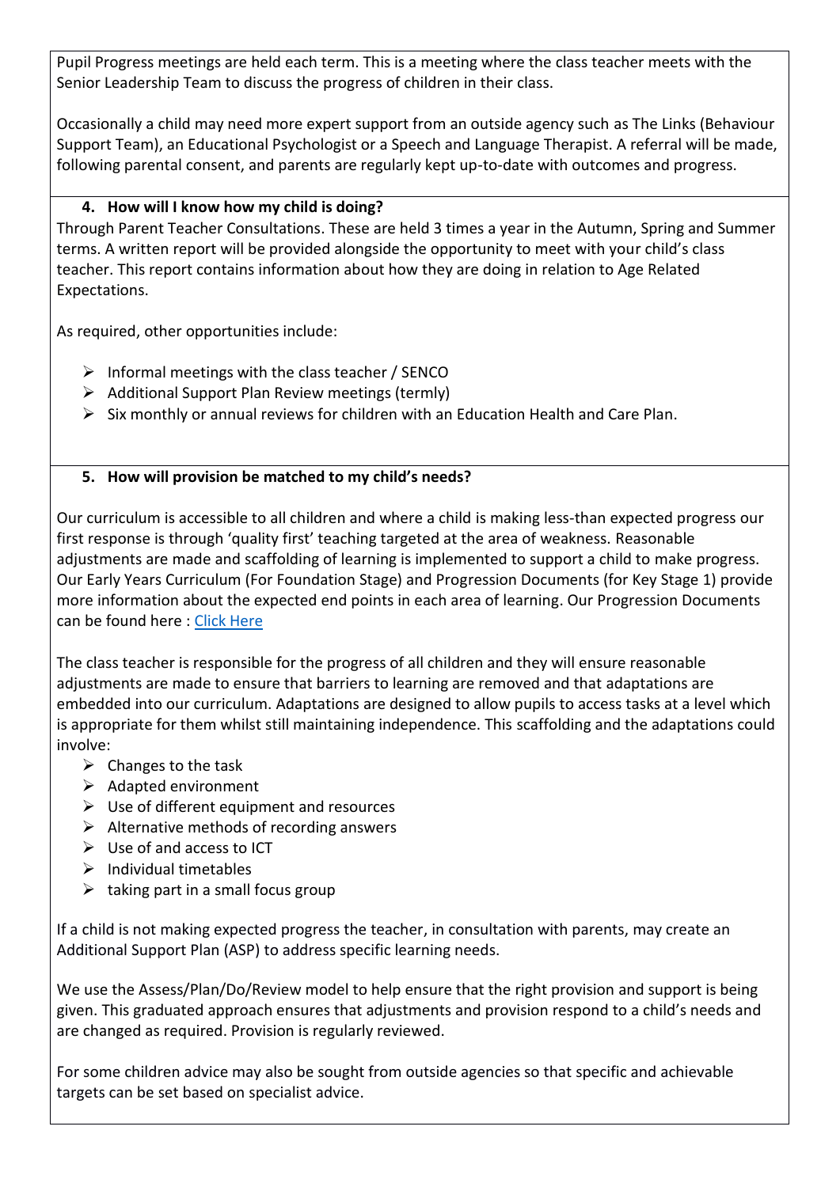Pupil Progress meetings are held each term. This is a meeting where the class teacher meets with the Senior Leadership Team to discuss the progress of children in their class.

Occasionally a child may need more expert support from an outside agency such as The Links (Behaviour Support Team), an Educational Psychologist or a Speech and Language Therapist. A referral will be made, following parental consent, and parents are regularly kept up-to-date with outcomes and progress.

### 4. How will I know how my child is doing?

Through Parent Teacher Consultations. These are held 3 times a year in the Autumn, Spring and Summer terms. A written report will be provided alongside the opportunity to meet with your child's class teacher. This report contains information about how they are doing in relation to Age Related Expectations.

As required, other opportunities include:

- Informal meetings with the class teacher / SENCO
- Additional Support Plan Review meetings (termly)
- Six monthly or annual reviews for children with an Education Health and Care Plan.

### 5. How will provision be matched to my child's needs?

Our curriculum is accessible to all children and where a child is making less-than expected progress our first response is through 'quality first' teaching targeted at the area of weakness. Reasonable adjustments are made and scaffolding of learning is implemented to support a child to make progress. Our Early Years Curriculum (For Foundation Stage) and Progression Documents (for Key Stage 1) provide more information about the expected end points in each area of learning. Our Progression Documents can be found here : Click Here

The class teacher is responsible for the progress of all children and they will ensure reasonable adjustments are made to ensure that barriers to learning are removed and that adaptations are embedded into our curriculum. Adaptations are designed to allow pupils to access tasks at a level which is appropriate for them whilst still maintaining independence. This scaffolding and the adaptations could involve:

- Changes to the task
- Adapted environment
- Use of different equipment and resources
- Alternative methods of recording answers
- Use of and access to ICT
- Individual timetables
- taking part in a small focus group

If a child is not making expected progress the teacher, in consultation with parents, may create an Additional Support Plan (ASP) to address specific learning needs.

We use the Assess/Plan/Do/Review model to help ensure that the right provision and support is being given. This graduated approach ensures that adjustments and provision respond to a child's needs and are changed as required. Provision is regularly reviewed.

For some children advice may also be sought from outside agencies so that specific and achievable targets can be set based on specialist advice.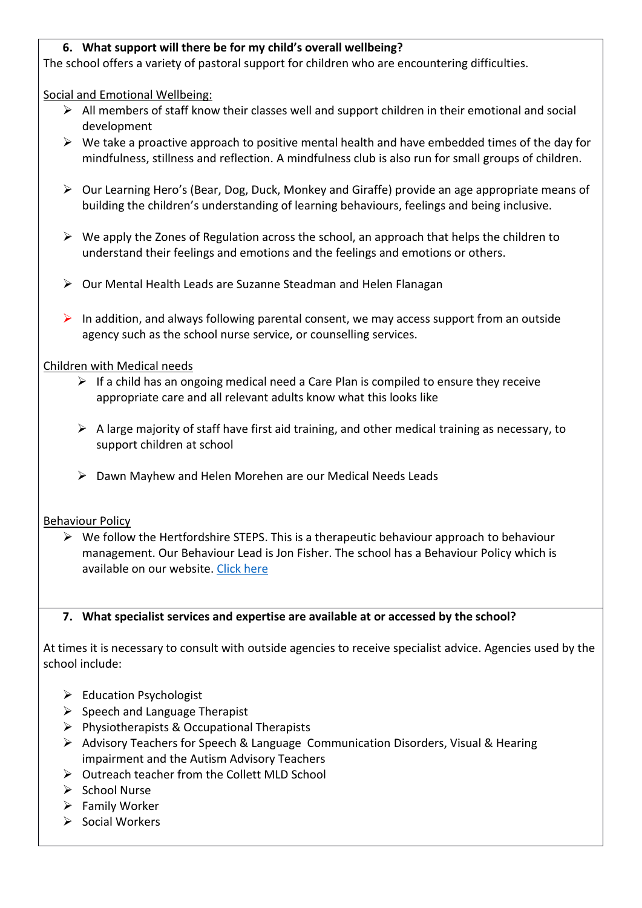### 6. What support will there be for my child's overall wellbeing?

The school offers a variety of pastoral support for children who are encountering difficulties.

Social and Emotional Wellbeing:

- All members of staff know their classes well and support children in their emotional and social development
- We take a proactive approach to positive mental health and have embedded times of the day for mindfulness, stillness and reflection. A mindfulness club is also run for small groups of children.
- Our Learning Hero's (Bear, Dog, Duck, Monkey and Giraffe) provide an age appropriate means of building the children's understanding of learning behaviours, feelings and being inclusive.
- We apply the Zones of Regulation across the school, an approach that helps the children to understand their feelings and emotions and the feelings and emotions or others.
- Our Mental Health Leads are Suzanne Steadman and Helen Flanagan
- In addition, and always following parental consent, we may access support from an outside agency such as the school nurse service, or counselling services.

Children with Medical needs

- If a child has an ongoing medical need a Care Plan is compiled to ensure they receive appropriate care and all relevant adults know what this looks like
- A large majority of staff have first aid training, and other medical training as necessary, to support children at school
- Dawn Mayhew and Helen Morehen are our Medical Needs Leads

Behaviour Policy

- We follow the Hertfordshire STEPS. This is a therapeutic behaviour approach to behaviour management. Our Behaviour Lead is Jon Fisher. The school has a Behaviour Policy which is available on our website. Click here

### 7. What specialist services and expertise are available at or accessed by the school?

At times it is necessary to consult with outside agencies to receive specialist advice. Agencies used by the school include:

- Education Psychologist
- Speech and Language Therapist
- Physiotherapists & Occupational Therapists
- Advisory Teachers for Speech & Language Communication Disorders, Visual & Hearing impairment and the Autism Advisory Teachers
- Outreach teacher from the Collett MLD School
- School Nurse
- Family Worker
- Social Workers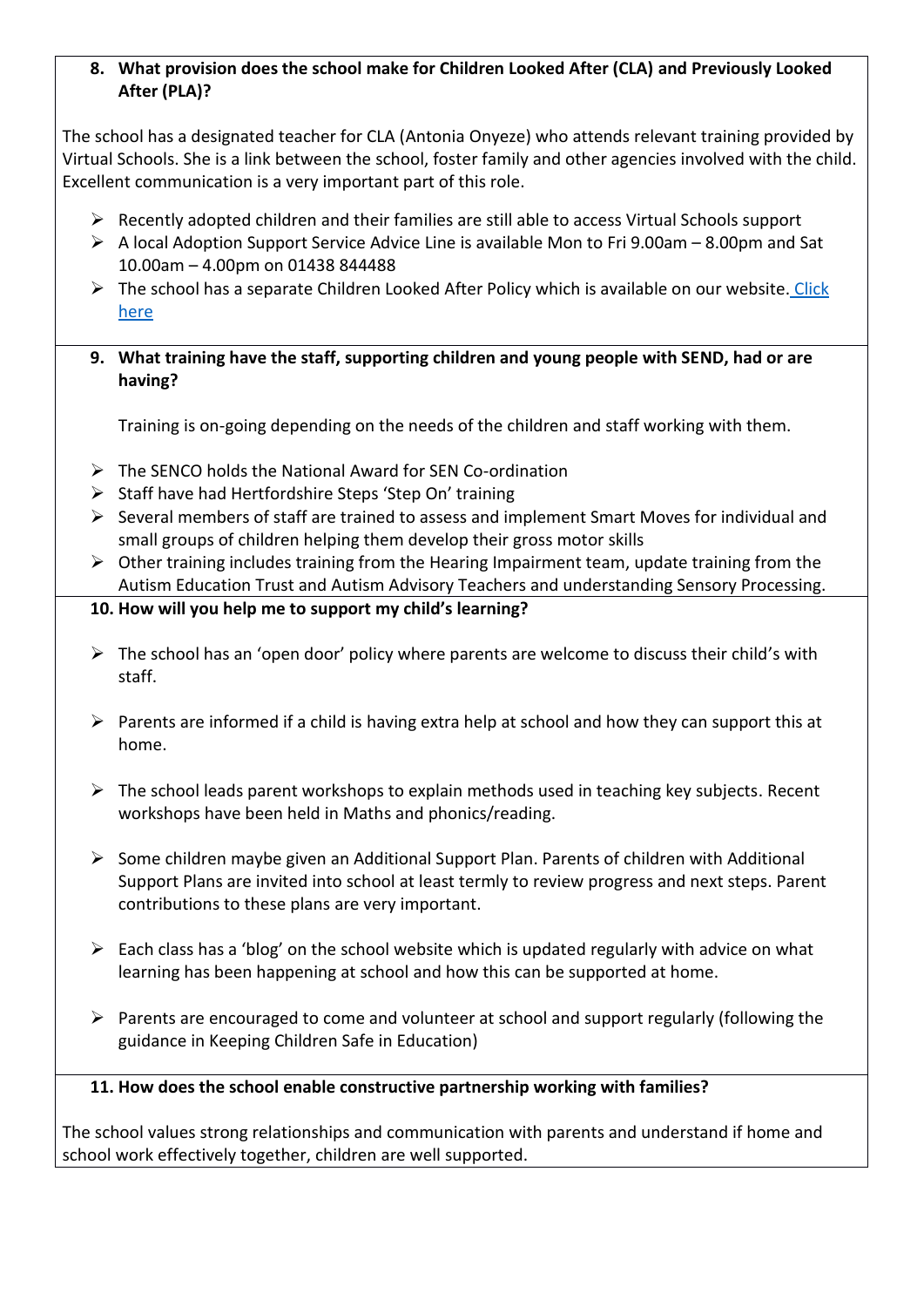### 8. What provision does the school make for Children Looked After (CLA) and Previously Looked After (PLA)?

The school has a designated teacher for CLA (Antonia Onyeze) who attends relevant training provided by Virtual Schools. She is a link between the school, foster family and other agencies involved with the child. Excellent communication is a very important part of this role.

- Recently adopted children and their families are still able to access Virtual Schools support
- A local Adoption Support Service Advice Line is available Mon to Fri 9.00am – 8.00pm and Sat 10.00am – 4.00pm on 01438 844488
- The school has a separate Children Looked After Policy which is available on our website. Click here

### 9. What training have the staff, supporting children and young people with SEND, had or are having?

Training is on-going depending on the needs of the children and staff working with them.

- The SENCO holds the National Award for SEN Co-ordination
- Staff have had Hertfordshire Steps 'Step On' training
- Several members of staff are trained to assess and implement Smart Moves for individual and small groups of children helping them develop their gross motor skills
- Other training includes training from the Hearing Impairment team, update training from the Autism Education Trust and Autism Advisory Teachers and understanding Sensory Processing.

### 10. How will you help me to support my child's learning?

- The school has an 'open door' policy where parents are welcome to discuss their child's with staff.
- Parents are informed if a child is having extra help at school and how they can support this at home.
- The school leads parent workshops to explain methods used in teaching key subjects. Recent workshops have been held in Maths and phonics/reading.
- Some children maybe given an Additional Support Plan. Parents of children with Additional Support Plans are invited into school at least termly to review progress and next steps. Parent contributions to these plans are very important.
- Each class has a 'blog' on the school website which is updated regularly with advice on what learning has been happening at school and how this can be supported at home.
- Parents are encouraged to come and volunteer at school and support regularly (following the guidance in Keeping Children Safe in Education)

### 11. How does the school enable constructive partnership working with families?

The school values strong relationships and communication with parents and understand if home and school work effectively together, children are well supported.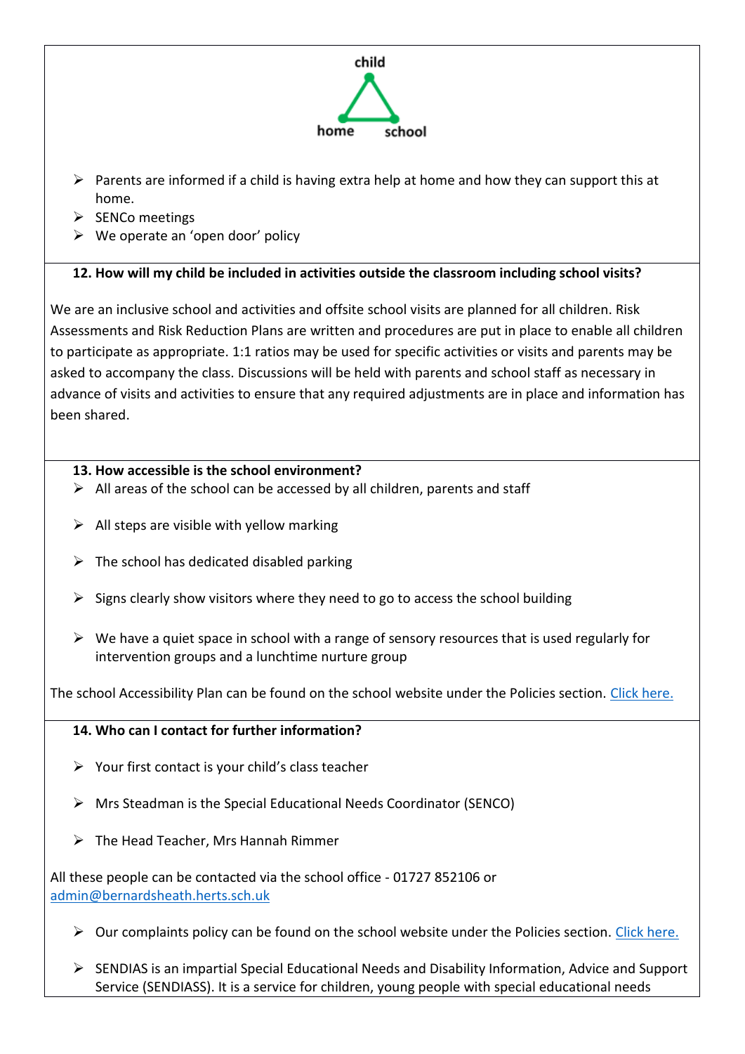child

home school

- Parents are informed if a child is having extra help at home and how they can support this at home.
- SENCo meetings
- We operate an 'open door' policy

**12. How will my child be included in activities outside the classroom including school visits?**

We are an inclusive school and activities and offsite school visits are planned for all children. Risk Assessments and Risk Reduction Plans are written and procedures are put in place to enable all children to participate as appropriate. 1:1 ratios may be used for specific activities or visits and parents may be asked to accompany the class. Discussions will be held with parents and school staff as necessary in advance of visits and activities to ensure that any required adjustments are in place and information has been shared.

**13. How accessible is the school environment?**

- All areas of the school can be accessed by all children, parents and staff
- All steps are visible with yellow marking
- The school has dedicated disabled parking
- Signs clearly show visitors where they need to go to access the school building
- We have a quiet space in school with a range of sensory resources that is used regularly for intervention groups and a lunchtime nurture group

The school Accessibility Plan can be found on the school website under the Policies section. Click here.

**14. Who can I contact for further information?**

- Your first contact is your child's class teacher
- Mrs Steadman is the Special Educational Needs Coordinator (SENCO)
- The Head Teacher, Mrs Hannah Rimmer

All these people can be contacted via the school office - 01727 852106 or admin@bernardsheath.herts.sch.uk

- Our complaints policy can be found on the school website under the Policies section. Click here.
- SENDIAS is an impartial Special Educational Needs and Disability Information, Advice and Support Service (SENDIASS). It is a service for children, young people with special educational needs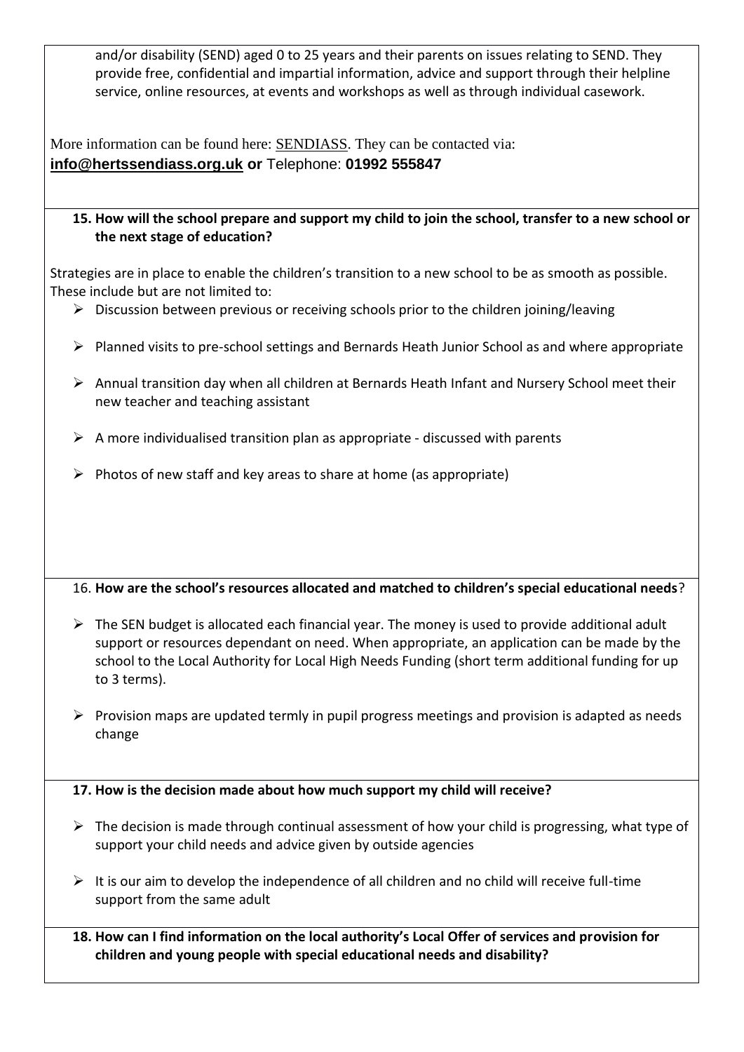and/or disability (SEND) aged 0 to 25 years and their parents on issues relating to SEND. They provide free, confidential and impartial information, advice and support through their helpline service, online resources, at events and workshops as well as through individual casework.

More information can be found here: SENDIASS. They can be contacted via: **info@hertssendiass.org.uk or** Telephone: **01992 555847**

**15. How will the school prepare and support my child to join the school, transfer to a new school or the next stage of education?**

Strategies are in place to enable the children's transition to a new school to be as smooth as possible. These include but are not limited to:

- Discussion between previous or receiving schools prior to the children joining/leaving
- Planned visits to pre-school settings and Bernards Heath Junior School as and where appropriate
- Annual transition day when all children at Bernards Heath Infant and Nursery School meet their new teacher and teaching assistant
- A more individualised transition plan as appropriate - discussed with parents
- Photos of new staff and key areas to share at home (as appropriate)

16. **How are the school's resources allocated and matched to children's special educational needs**?

- The SEN budget is allocated each financial year. The money is used to provide additional adult support or resources dependant on need. When appropriate, an application can be made by the school to the Local Authority for Local High Needs Funding (short term additional funding for up to 3 terms).
- Provision maps are updated termly in pupil progress meetings and provision is adapted as needs change

**17. How is the decision made about how much support my child will receive?**

- The decision is made through continual assessment of how your child is progressing, what type of support your child needs and advice given by outside agencies
- It is our aim to develop the independence of all children and no child will receive full-time support from the same adult

**18. How can I find information on the local authority's Local Offer of services and provision for children and young people with special educational needs and disability?**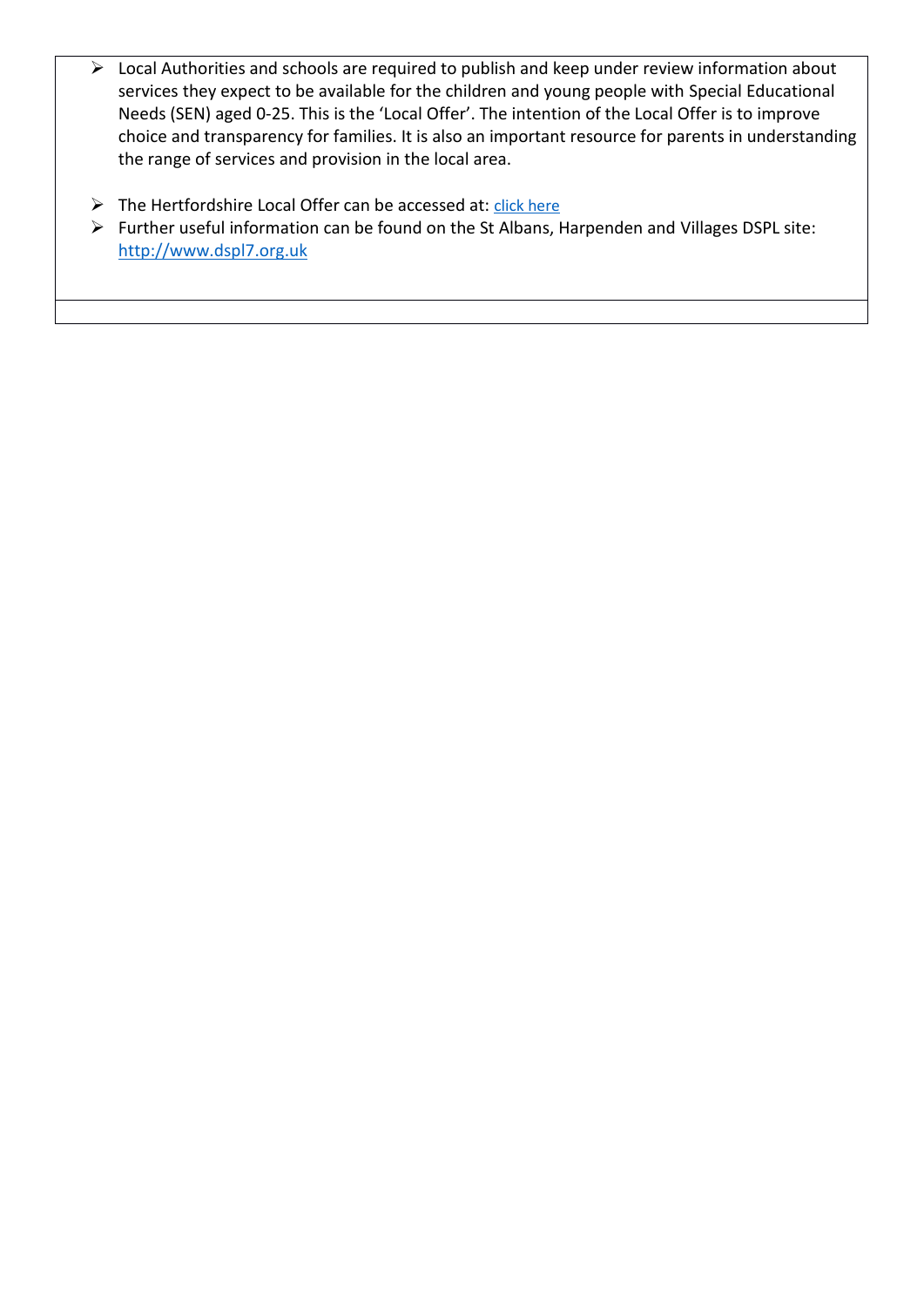- Local Authorities and schools are required to publish and keep under review information about services they expect to be available for the children and young people with Special Educational Needs (SEN) aged 0-25. This is the 'Local Offer'. The intention of the Local Offer is to improve choice and transparency for families. It is also an important resource for parents in understanding the range of services and provision in the local area.

- The Hertfordshire Local Offer can be accessed at: click here
- Further useful information can be found on the St Albans, Harpenden and Villages DSPL site: http://www.dspl7.org.uk